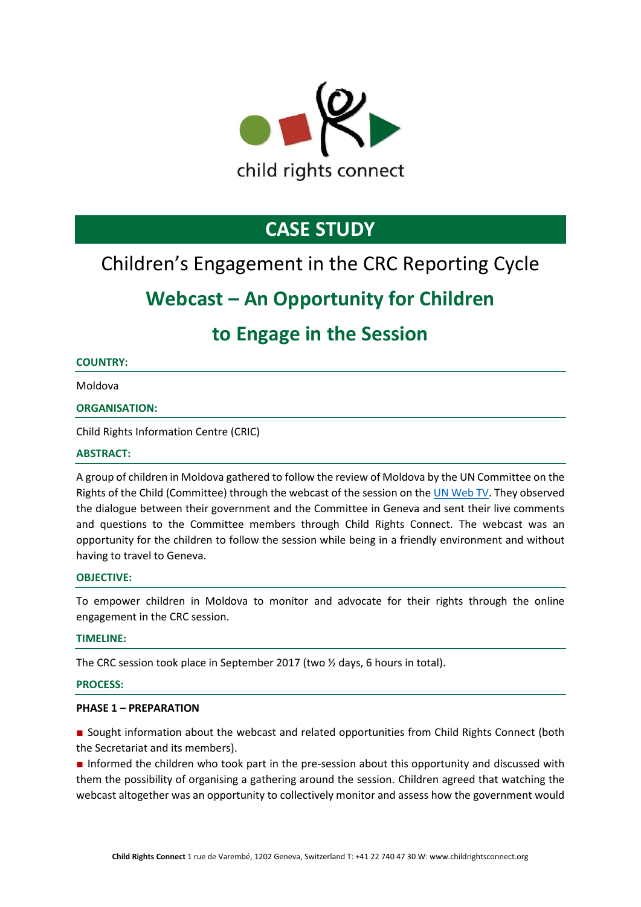child rights connect

# CASE STUDY

## Children's Engagement in the CRC Reporting Cycle

## Webcast – An Opportunity for Children to Engage in the Session

**COUNTRY:**

Moldova

**ORGANISATION:**

Child Rights Information Centre (CRIC)

**ABSTRACT:**

A group of children in Moldova gathered to follow the review of Moldova by the UN Committee on the Rights of the Child (Committee) through the webcast of the session on the UN Web TV. They observed the dialogue between their government and the Committee in Geneva and sent their live comments and questions to the Committee members through Child Rights Connect. The webcast was an opportunity for the children to follow the session while being in a friendly environment and without having to travel to Geneva.

**OBJECTIVE:**

To empower children in Moldova to monitor and advocate for their rights through the online engagement in the CRC session.

**TIMELINE:**

The CRC session took place in September 2017 (two ½ days, 6 hours in total).

**PROCESS:**

**PHASE 1 – PREPARATION**

- Sought information about the webcast and related opportunities from Child Rights Connect (both the Secretariat and its members).
- Informed the children who took part in the pre-session about this opportunity and discussed with them the possibility of organising a gathering around the session. Children agreed that watching the webcast altogether was an opportunity to collectively monitor and assess how the government would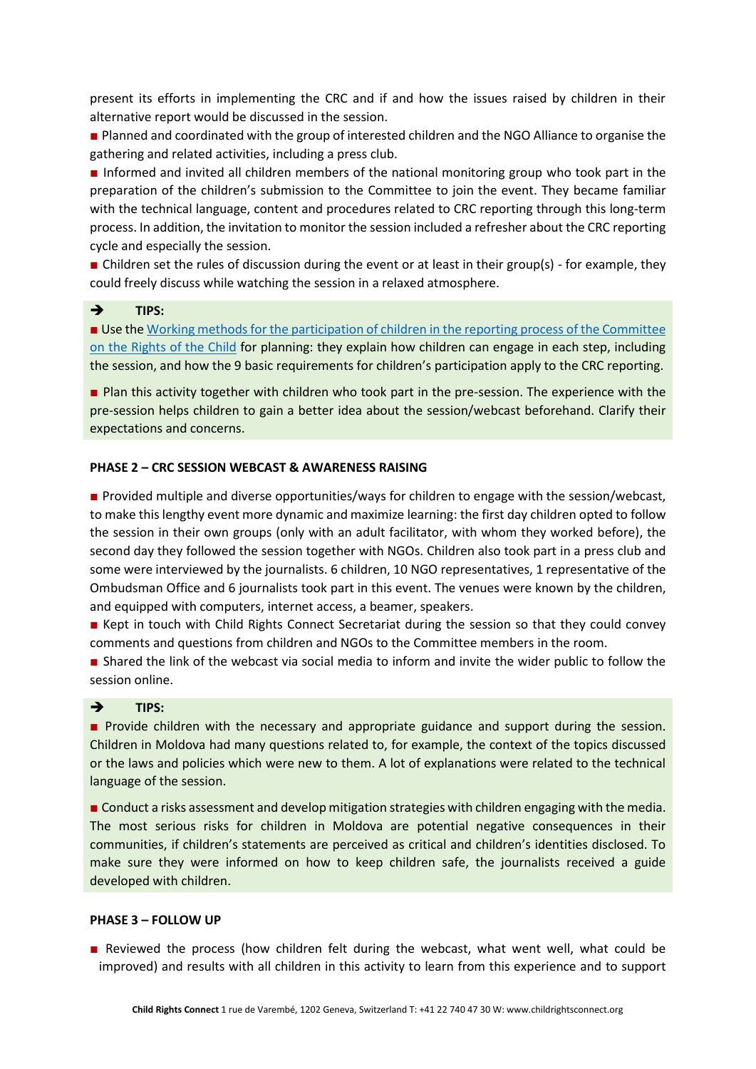present its efforts in implementing the CRC and if and how the issues raised by children in their alternative report would be discussed in the session.

■ Planned and coordinated with the group of interested children and the NGO Alliance to organise the gathering and related activities, including a press club.

■ Informed and invited all children members of the national monitoring group who took part in the preparation of the children's submission to the Committee to join the event. They became familiar with the technical language, content and procedures related to CRC reporting through this long-term process. In addition, the invitation to monitor the session included a refresher about the CRC reporting cycle and especially the session.

■ Children set the rules of discussion during the event or at least in their group(s) - for example, they could freely discuss while watching the session in a relaxed atmosphere.

➔ **TIPS:**

■ Use the [Working methods for the participation of children in the reporting process of the Committee on the Rights of the Child]() for planning: they explain how children can engage in each step, including the session, and how the 9 basic requirements for children's participation apply to the CRC reporting.

■ Plan this activity together with children who took part in the pre-session. The experience with the pre-session helps children to gain a better idea about the session/webcast beforehand. Clarify their expectations and concerns.

**PHASE 2 – CRC SESSION WEBCAST & AWARENESS RAISING**

■ Provided multiple and diverse opportunities/ways for children to engage with the session/webcast, to make this lengthy event more dynamic and maximize learning: the first day children opted to follow the session in their own groups (only with an adult facilitator, with whom they worked before), the second day they followed the session together with NGOs. Children also took part in a press club and some were interviewed by the journalists. 6 children, 10 NGO representatives, 1 representative of the Ombudsman Office and 6 journalists took part in this event. The venues were known by the children, and equipped with computers, internet access, a beamer, speakers.

■ Kept in touch with Child Rights Connect Secretariat during the session so that they could convey comments and questions from children and NGOs to the Committee members in the room.

■ Shared the link of the webcast via social media to inform and invite the wider public to follow the session online.

➔ **TIPS:**

■ Provide children with the necessary and appropriate guidance and support during the session. Children in Moldova had many questions related to, for example, the context of the topics discussed or the laws and policies which were new to them. A lot of explanations were related to the technical language of the session.

■ Conduct a risks assessment and develop mitigation strategies with children engaging with the media. The most serious risks for children in Moldova are potential negative consequences in their communities, if children's statements are perceived as critical and children's identities disclosed. To make sure they were informed on how to keep children safe, the journalists received a guide developed with children.

**PHASE 3 – FOLLOW UP**

■ Reviewed the process (how children felt during the webcast, what went well, what could be improved) and results with all children in this activity to learn from this experience and to support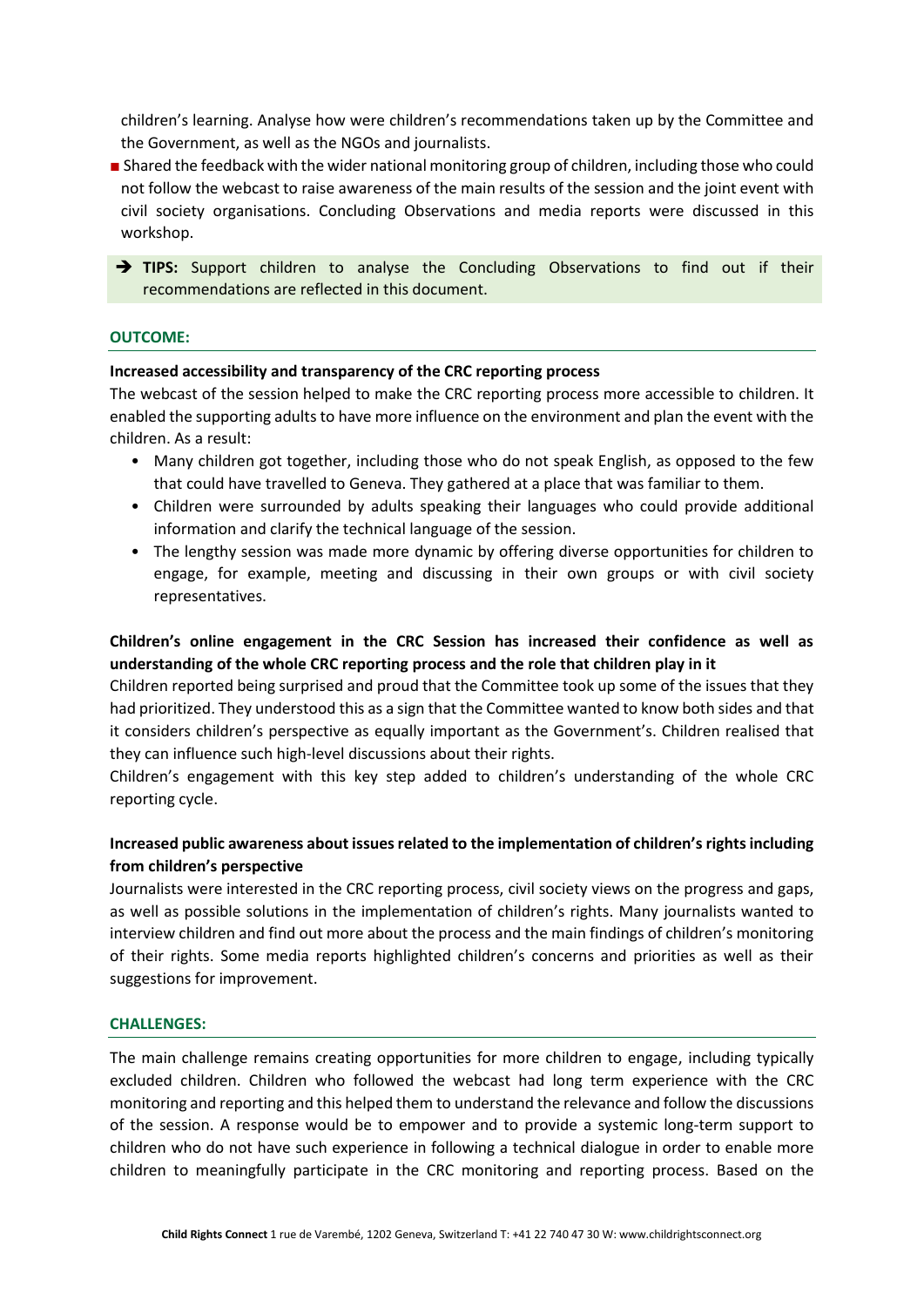children's learning. Analyse how were children's recommendations taken up by the Committee and the Government, as well as the NGOs and journalists.

- Shared the feedback with the wider national monitoring group of children, including those who could not follow the webcast to raise awareness of the main results of the session and the joint event with civil society organisations. Concluding Observations and media reports were discussed in this workshop.

> ➔ **TIPS:** Support children to analyse the Concluding Observations to find out if their recommendations are reflected in this document.

## OUTCOME:

**Increased accessibility and transparency of the CRC reporting process**

The webcast of the session helped to make the CRC reporting process more accessible to children. It enabled the supporting adults to have more influence on the environment and plan the event with the children. As a result:

- Many children got together, including those who do not speak English, as opposed to the few that could have travelled to Geneva. They gathered at a place that was familiar to them.
- Children were surrounded by adults speaking their languages who could provide additional information and clarify the technical language of the session.
- The lengthy session was made more dynamic by offering diverse opportunities for children to engage, for example, meeting and discussing in their own groups or with civil society representatives.

**Children's online engagement in the CRC Session has increased their confidence as well as understanding of the whole CRC reporting process and the role that children play in it**

Children reported being surprised and proud that the Committee took up some of the issues that they had prioritized. They understood this as a sign that the Committee wanted to know both sides and that it considers children's perspective as equally important as the Government's. Children realised that they can influence such high-level discussions about their rights.

Children's engagement with this key step added to children's understanding of the whole CRC reporting cycle.

**Increased public awareness about issues related to the implementation of children's rights including from children's perspective**

Journalists were interested in the CRC reporting process, civil society views on the progress and gaps, as well as possible solutions in the implementation of children's rights. Many journalists wanted to interview children and find out more about the process and the main findings of children's monitoring of their rights. Some media reports highlighted children's concerns and priorities as well as their suggestions for improvement.

## CHALLENGES:

The main challenge remains creating opportunities for more children to engage, including typically excluded children. Children who followed the webcast had long term experience with the CRC monitoring and reporting and this helped them to understand the relevance and follow the discussions of the session. A response would be to empower and to provide a systemic long-term support to children who do not have such experience in following a technical dialogue in order to enable more children to meaningfully participate in the CRC monitoring and reporting process. Based on the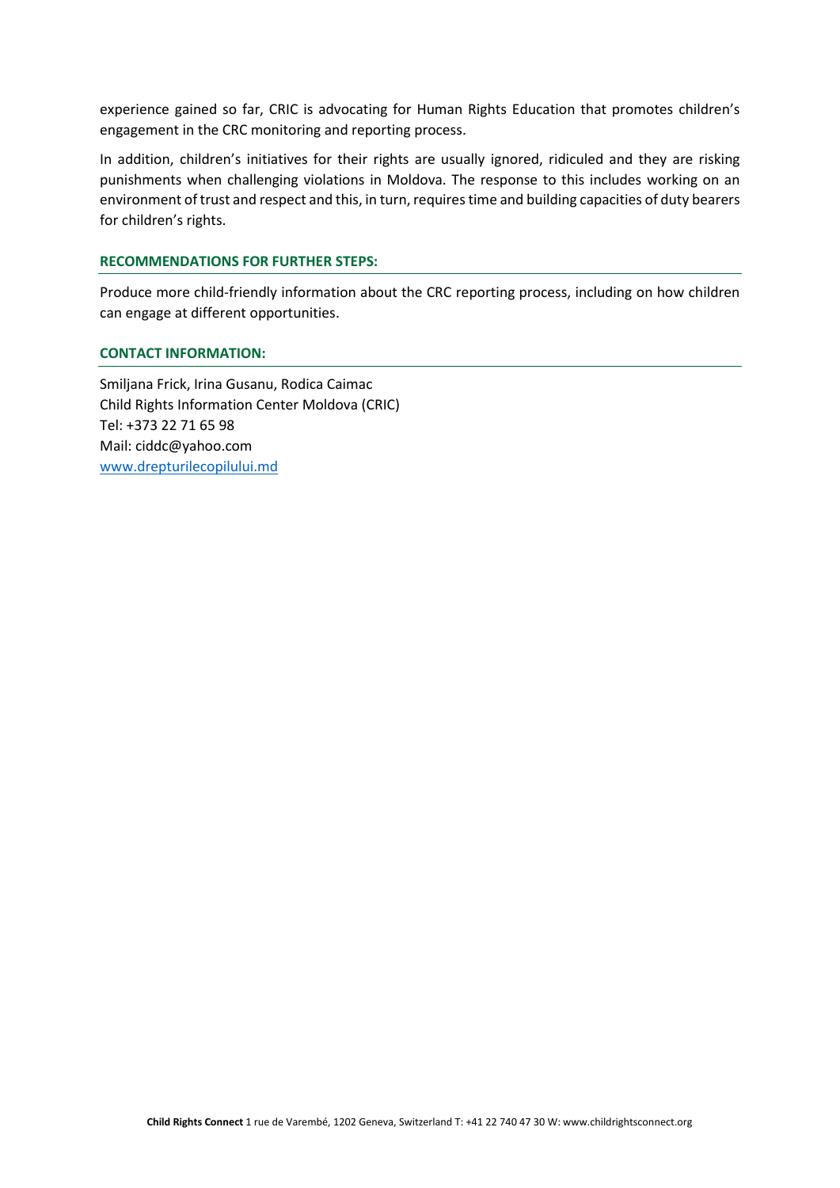experience gained so far, CRIC is advocating for Human Rights Education that promotes children's engagement in the CRC monitoring and reporting process.

In addition, children's initiatives for their rights are usually ignored, ridiculed and they are risking punishments when challenging violations in Moldova. The response to this includes working on an environment of trust and respect and this, in turn, requires time and building capacities of duty bearers for children's rights.

## RECOMMENDATIONS FOR FURTHER STEPS:

Produce more child-friendly information about the CRC reporting process, including on how children can engage at different opportunities.

## CONTACT INFORMATION:

Smiljana Frick, Irina Gusanu, Rodica Caimac
Child Rights Information Center Moldova (CRIC)
Tel: +373 22 71 65 98
Mail: ciddc@yahoo.com
[www.drepturilecopilului.md](http://www.drepturilecopilului.md)